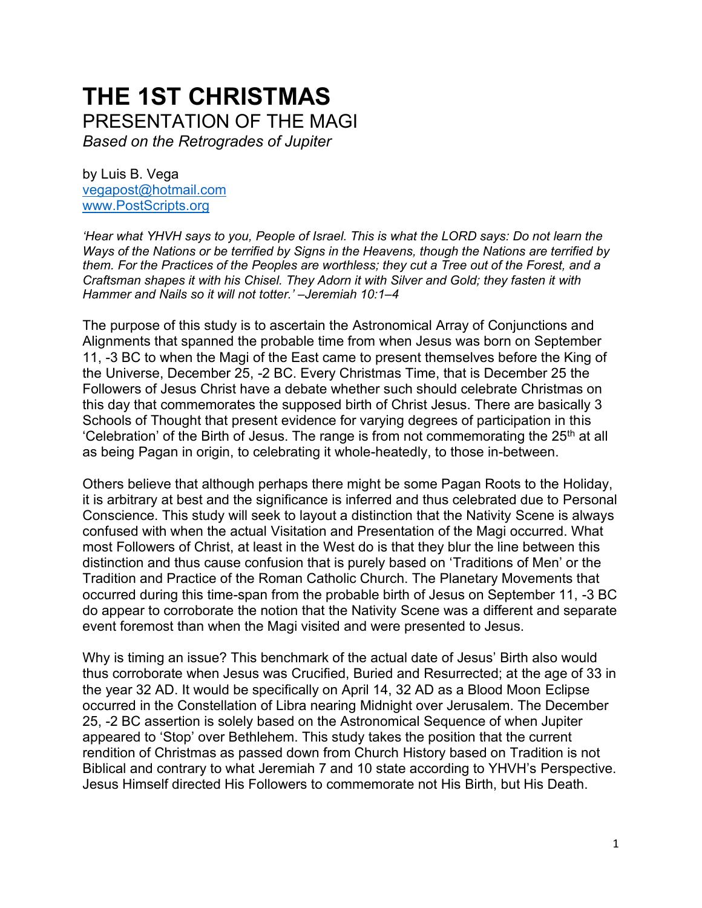# THE 1ST CHRISTMAS

## PRESENTATION OF THE MAGI

*Based on the Retrogrades of Jupiter*

by Luis B. Vega
vegapost@hotmail.com
www.PostScripts.org

*'Hear what YHVH says to you, People of Israel. This is what the LORD says: Do not learn the Ways of the Nations or be terrified by Signs in the Heavens, though the Nations are terrified by them. For the Practices of the Peoples are worthless; they cut a Tree out of the Forest, and a Craftsman shapes it with his Chisel. They Adorn it with Silver and Gold; they fasten it with Hammer and Nails so it will not totter.' –Jeremiah 10:1–4*

The purpose of this study is to ascertain the Astronomical Array of Conjunctions and Alignments that spanned the probable time from when Jesus was born on September 11, -3 BC to when the Magi of the East came to present themselves before the King of the Universe, December 25, -2 BC. Every Christmas Time, that is December 25 the Followers of Jesus Christ have a debate whether such should celebrate Christmas on this day that commemorates the supposed birth of Christ Jesus. There are basically 3 Schools of Thought that present evidence for varying degrees of participation in this 'Celebration' of the Birth of Jesus. The range is from not commemorating the 25th at all as being Pagan in origin, to celebrating it whole-heatedly, to those in-between.

Others believe that although perhaps there might be some Pagan Roots to the Holiday, it is arbitrary at best and the significance is inferred and thus celebrated due to Personal Conscience. This study will seek to layout a distinction that the Nativity Scene is always confused with when the actual Visitation and Presentation of the Magi occurred. What most Followers of Christ, at least in the West do is that they blur the line between this distinction and thus cause confusion that is purely based on 'Traditions of Men' or the Tradition and Practice of the Roman Catholic Church. The Planetary Movements that occurred during this time-span from the probable birth of Jesus on September 11, -3 BC do appear to corroborate the notion that the Nativity Scene was a different and separate event foremost than when the Magi visited and were presented to Jesus.

Why is timing an issue? This benchmark of the actual date of Jesus' Birth also would thus corroborate when Jesus was Crucified, Buried and Resurrected; at the age of 33 in the year 32 AD. It would be specifically on April 14, 32 AD as a Blood Moon Eclipse occurred in the Constellation of Libra nearing Midnight over Jerusalem. The December 25, -2 BC assertion is solely based on the Astronomical Sequence of when Jupiter appeared to 'Stop' over Bethlehem. This study takes the position that the current rendition of Christmas as passed down from Church History based on Tradition is not Biblical and contrary to what Jeremiah 7 and 10 state according to YHVH's Perspective. Jesus Himself directed His Followers to commemorate not His Birth, but His Death.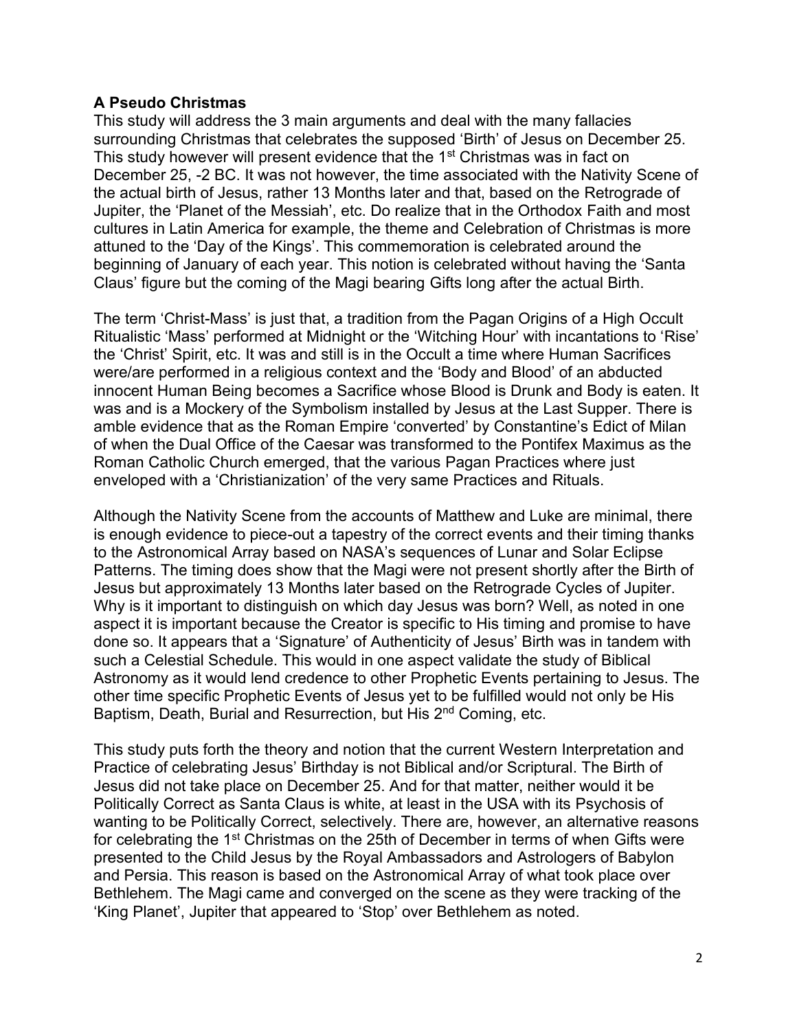**A Pseudo Christmas**

This study will address the 3 main arguments and deal with the many fallacies surrounding Christmas that celebrates the supposed 'Birth' of Jesus on December 25. This study however will present evidence that the 1st Christmas was in fact on December 25, -2 BC. It was not however, the time associated with the Nativity Scene of the actual birth of Jesus, rather 13 Months later and that, based on the Retrograde of Jupiter, the 'Planet of the Messiah', etc. Do realize that in the Orthodox Faith and most cultures in Latin America for example, the theme and Celebration of Christmas is more attuned to the 'Day of the Kings'. This commemoration is celebrated around the beginning of January of each year. This notion is celebrated without having the 'Santa Claus' figure but the coming of the Magi bearing Gifts long after the actual Birth.

The term 'Christ-Mass' is just that, a tradition from the Pagan Origins of a High Occult Ritualistic 'Mass' performed at Midnight or the 'Witching Hour' with incantations to 'Rise' the 'Christ' Spirit, etc. It was and still is in the Occult a time where Human Sacrifices were/are performed in a religious context and the 'Body and Blood' of an abducted innocent Human Being becomes a Sacrifice whose Blood is Drunk and Body is eaten. It was and is a Mockery of the Symbolism installed by Jesus at the Last Supper. There is amble evidence that as the Roman Empire 'converted' by Constantine's Edict of Milan of when the Dual Office of the Caesar was transformed to the Pontifex Maximus as the Roman Catholic Church emerged, that the various Pagan Practices where just enveloped with a 'Christianization' of the very same Practices and Rituals.

Although the Nativity Scene from the accounts of Matthew and Luke are minimal, there is enough evidence to piece-out a tapestry of the correct events and their timing thanks to the Astronomical Array based on NASA's sequences of Lunar and Solar Eclipse Patterns. The timing does show that the Magi were not present shortly after the Birth of Jesus but approximately 13 Months later based on the Retrograde Cycles of Jupiter. Why is it important to distinguish on which day Jesus was born? Well, as noted in one aspect it is important because the Creator is specific to His timing and promise to have done so. It appears that a 'Signature' of Authenticity of Jesus' Birth was in tandem with such a Celestial Schedule. This would in one aspect validate the study of Biblical Astronomy as it would lend credence to other Prophetic Events pertaining to Jesus. The other time specific Prophetic Events of Jesus yet to be fulfilled would not only be His Baptism, Death, Burial and Resurrection, but His 2nd Coming, etc.

This study puts forth the theory and notion that the current Western Interpretation and Practice of celebrating Jesus' Birthday is not Biblical and/or Scriptural. The Birth of Jesus did not take place on December 25. And for that matter, neither would it be Politically Correct as Santa Claus is white, at least in the USA with its Psychosis of wanting to be Politically Correct, selectively. There are, however, an alternative reasons for celebrating the 1st Christmas on the 25th of December in terms of when Gifts were presented to the Child Jesus by the Royal Ambassadors and Astrologers of Babylon and Persia. This reason is based on the Astronomical Array of what took place over Bethlehem. The Magi came and converged on the scene as they were tracking of the 'King Planet', Jupiter that appeared to 'Stop' over Bethlehem as noted.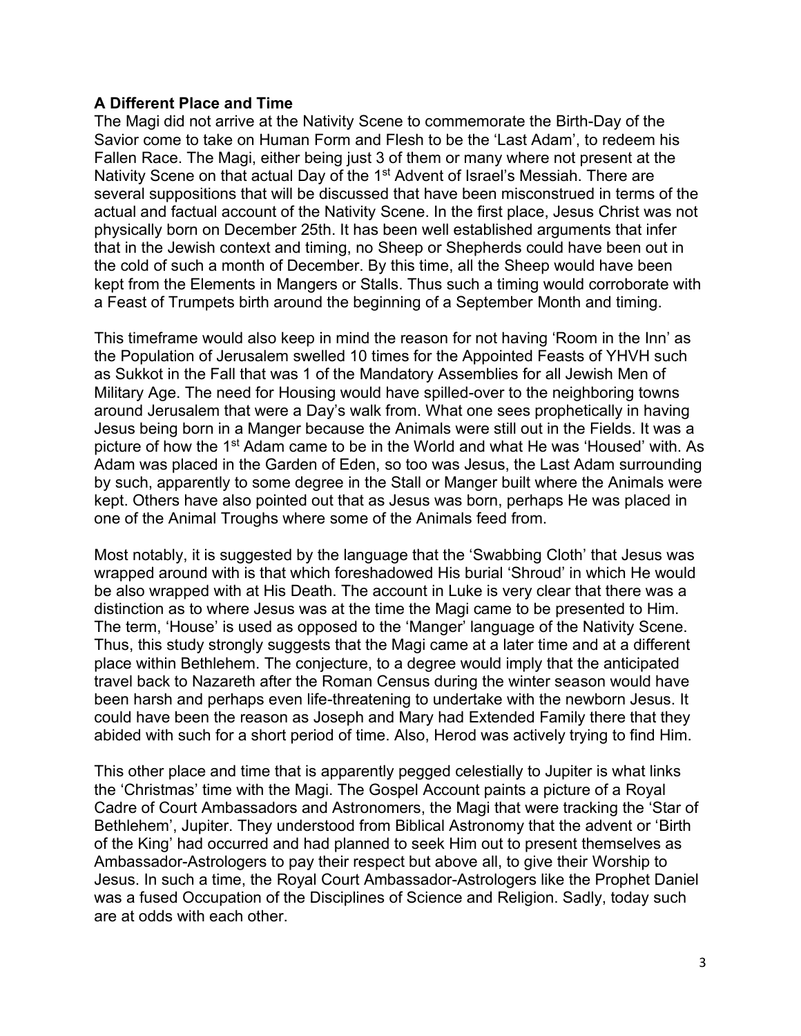**A Different Place and Time**

The Magi did not arrive at the Nativity Scene to commemorate the Birth-Day of the Savior come to take on Human Form and Flesh to be the 'Last Adam', to redeem his Fallen Race. The Magi, either being just 3 of them or many where not present at the Nativity Scene on that actual Day of the 1st Advent of Israel's Messiah. There are several suppositions that will be discussed that have been misconstrued in terms of the actual and factual account of the Nativity Scene. In the first place, Jesus Christ was not physically born on December 25th. It has been well established arguments that infer that in the Jewish context and timing, no Sheep or Shepherds could have been out in the cold of such a month of December. By this time, all the Sheep would have been kept from the Elements in Mangers or Stalls. Thus such a timing would corroborate with a Feast of Trumpets birth around the beginning of a September Month and timing.

This timeframe would also keep in mind the reason for not having 'Room in the Inn' as the Population of Jerusalem swelled 10 times for the Appointed Feasts of YHVH such as Sukkot in the Fall that was 1 of the Mandatory Assemblies for all Jewish Men of Military Age. The need for Housing would have spilled-over to the neighboring towns around Jerusalem that were a Day's walk from. What one sees prophetically in having Jesus being born in a Manger because the Animals were still out in the Fields. It was a picture of how the 1st Adam came to be in the World and what He was 'Housed' with. As Adam was placed in the Garden of Eden, so too was Jesus, the Last Adam surrounding by such, apparently to some degree in the Stall or Manger built where the Animals were kept. Others have also pointed out that as Jesus was born, perhaps He was placed in one of the Animal Troughs where some of the Animals feed from.

Most notably, it is suggested by the language that the 'Swabbing Cloth' that Jesus was wrapped around with is that which foreshadowed His burial 'Shroud' in which He would be also wrapped with at His Death. The account in Luke is very clear that there was a distinction as to where Jesus was at the time the Magi came to be presented to Him. The term, 'House' is used as opposed to the 'Manger' language of the Nativity Scene. Thus, this study strongly suggests that the Magi came at a later time and at a different place within Bethlehem. The conjecture, to a degree would imply that the anticipated travel back to Nazareth after the Roman Census during the winter season would have been harsh and perhaps even life-threatening to undertake with the newborn Jesus. It could have been the reason as Joseph and Mary had Extended Family there that they abided with such for a short period of time. Also, Herod was actively trying to find Him.

This other place and time that is apparently pegged celestially to Jupiter is what links the 'Christmas' time with the Magi. The Gospel Account paints a picture of a Royal Cadre of Court Ambassadors and Astronomers, the Magi that were tracking the 'Star of Bethlehem', Jupiter. They understood from Biblical Astronomy that the advent or 'Birth of the King' had occurred and had planned to seek Him out to present themselves as Ambassador-Astrologers to pay their respect but above all, to give their Worship to Jesus. In such a time, the Royal Court Ambassador-Astrologers like the Prophet Daniel was a fused Occupation of the Disciplines of Science and Religion. Sadly, today such are at odds with each other.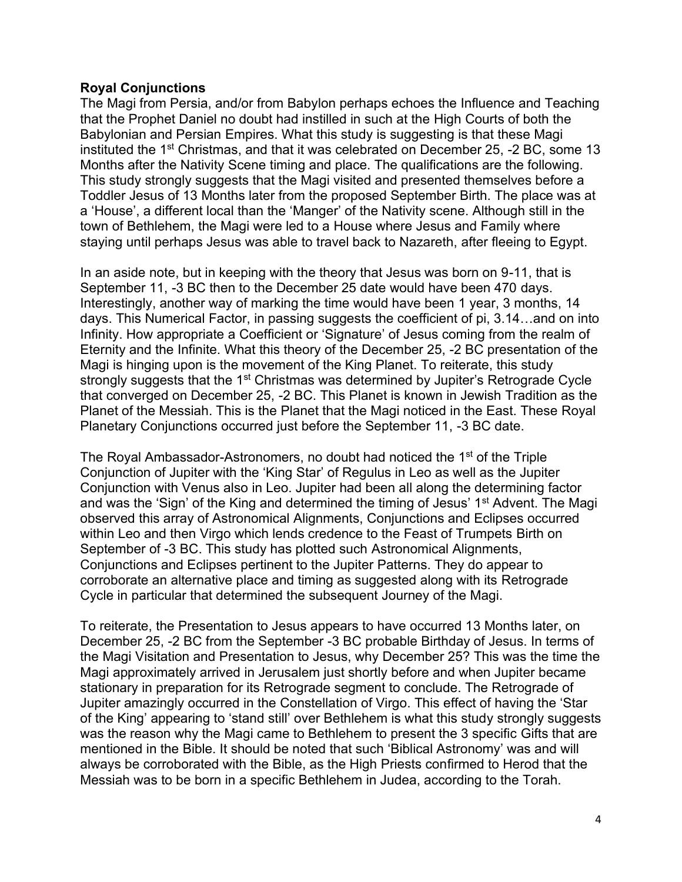**Royal Conjunctions**

The Magi from Persia, and/or from Babylon perhaps echoes the Influence and Teaching that the Prophet Daniel no doubt had instilled in such at the High Courts of both the Babylonian and Persian Empires. What this study is suggesting is that these Magi instituted the 1st Christmas, and that it was celebrated on December 25, -2 BC, some 13 Months after the Nativity Scene timing and place. The qualifications are the following. This study strongly suggests that the Magi visited and presented themselves before a Toddler Jesus of 13 Months later from the proposed September Birth. The place was at a 'House', a different local than the 'Manger' of the Nativity scene. Although still in the town of Bethlehem, the Magi were led to a House where Jesus and Family where staying until perhaps Jesus was able to travel back to Nazareth, after fleeing to Egypt.

In an aside note, but in keeping with the theory that Jesus was born on 9-11, that is September 11, -3 BC then to the December 25 date would have been 470 days. Interestingly, another way of marking the time would have been 1 year, 3 months, 14 days. This Numerical Factor, in passing suggests the coefficient of pi, 3.14…and on into Infinity. How appropriate a Coefficient or 'Signature' of Jesus coming from the realm of Eternity and the Infinite. What this theory of the December 25, -2 BC presentation of the Magi is hinging upon is the movement of the King Planet. To reiterate, this study strongly suggests that the 1st Christmas was determined by Jupiter's Retrograde Cycle that converged on December 25, -2 BC. This Planet is known in Jewish Tradition as the Planet of the Messiah. This is the Planet that the Magi noticed in the East. These Royal Planetary Conjunctions occurred just before the September 11, -3 BC date.

The Royal Ambassador-Astronomers, no doubt had noticed the 1st of the Triple Conjunction of Jupiter with the 'King Star' of Regulus in Leo as well as the Jupiter Conjunction with Venus also in Leo. Jupiter had been all along the determining factor and was the 'Sign' of the King and determined the timing of Jesus' 1st Advent. The Magi observed this array of Astronomical Alignments, Conjunctions and Eclipses occurred within Leo and then Virgo which lends credence to the Feast of Trumpets Birth on September of -3 BC. This study has plotted such Astronomical Alignments, Conjunctions and Eclipses pertinent to the Jupiter Patterns. They do appear to corroborate an alternative place and timing as suggested along with its Retrograde Cycle in particular that determined the subsequent Journey of the Magi.

To reiterate, the Presentation to Jesus appears to have occurred 13 Months later, on December 25, -2 BC from the September -3 BC probable Birthday of Jesus. In terms of the Magi Visitation and Presentation to Jesus, why December 25? This was the time the Magi approximately arrived in Jerusalem just shortly before and when Jupiter became stationary in preparation for its Retrograde segment to conclude. The Retrograde of Jupiter amazingly occurred in the Constellation of Virgo. This effect of having the 'Star of the King' appearing to 'stand still' over Bethlehem is what this study strongly suggests was the reason why the Magi came to Bethlehem to present the 3 specific Gifts that are mentioned in the Bible. It should be noted that such 'Biblical Astronomy' was and will always be corroborated with the Bible, as the High Priests confirmed to Herod that the Messiah was to be born in a specific Bethlehem in Judea, according to the Torah.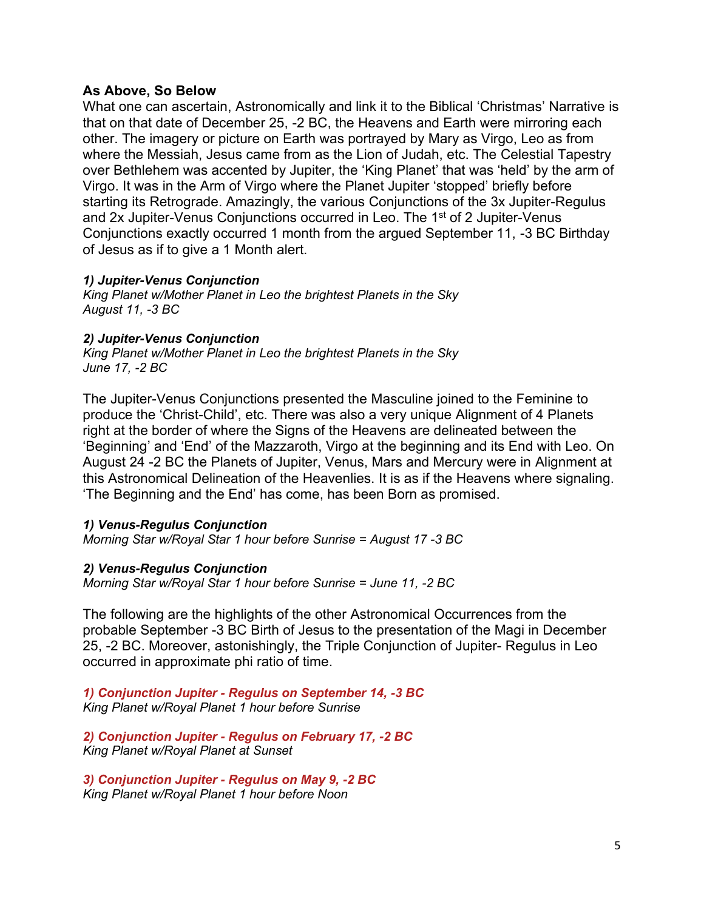**As Above, So Below**

What one can ascertain, Astronomically and link it to the Biblical 'Christmas' Narrative is that on that date of December 25, -2 BC, the Heavens and Earth were mirroring each other. The imagery or picture on Earth was portrayed by Mary as Virgo, Leo as from where the Messiah, Jesus came from as the Lion of Judah, etc. The Celestial Tapestry over Bethlehem was accented by Jupiter, the 'King Planet' that was 'held' by the arm of Virgo. It was in the Arm of Virgo where the Planet Jupiter 'stopped' briefly before starting its Retrograde. Amazingly, the various Conjunctions of the 3x Jupiter-Regulus and 2x Jupiter-Venus Conjunctions occurred in Leo. The 1st of 2 Jupiter-Venus Conjunctions exactly occurred 1 month from the argued September 11, -3 BC Birthday of Jesus as if to give a 1 Month alert.

***1) Jupiter-Venus Conjunction***
*King Planet w/Mother Planet in Leo the brightest Planets in the Sky*
*August 11, -3 BC*

***2) Jupiter-Venus Conjunction***
*King Planet w/Mother Planet in Leo the brightest Planets in the Sky*
*June 17, -2 BC*

The Jupiter-Venus Conjunctions presented the Masculine joined to the Feminine to produce the 'Christ-Child', etc. There was also a very unique Alignment of 4 Planets right at the border of where the Signs of the Heavens are delineated between the 'Beginning' and 'End' of the Mazzaroth, Virgo at the beginning and its End with Leo. On August 24 -2 BC the Planets of Jupiter, Venus, Mars and Mercury were in Alignment at this Astronomical Delineation of the Heavenlies. It is as if the Heavens where signaling. 'The Beginning and the End' has come, has been Born as promised.

***1) Venus-Regulus Conjunction***
*Morning Star w/Royal Star 1 hour before Sunrise = August 17 -3 BC*

***2) Venus-Regulus Conjunction***
*Morning Star w/Royal Star 1 hour before Sunrise = June 11, -2 BC*

The following are the highlights of the other Astronomical Occurrences from the probable September -3 BC Birth of Jesus to the presentation of the Magi in December 25, -2 BC. Moreover, astonishingly, the Triple Conjunction of Jupiter- Regulus in Leo occurred in approximate phi ratio of time.

***1) Conjunction Jupiter - Regulus on September 14, -3 BC***
*King Planet w/Royal Planet 1 hour before Sunrise*

***2) Conjunction Jupiter - Regulus on February 17, -2 BC***
*King Planet w/Royal Planet at Sunset*

***3) Conjunction Jupiter - Regulus on May 9, -2 BC***
*King Planet w/Royal Planet 1 hour before Noon*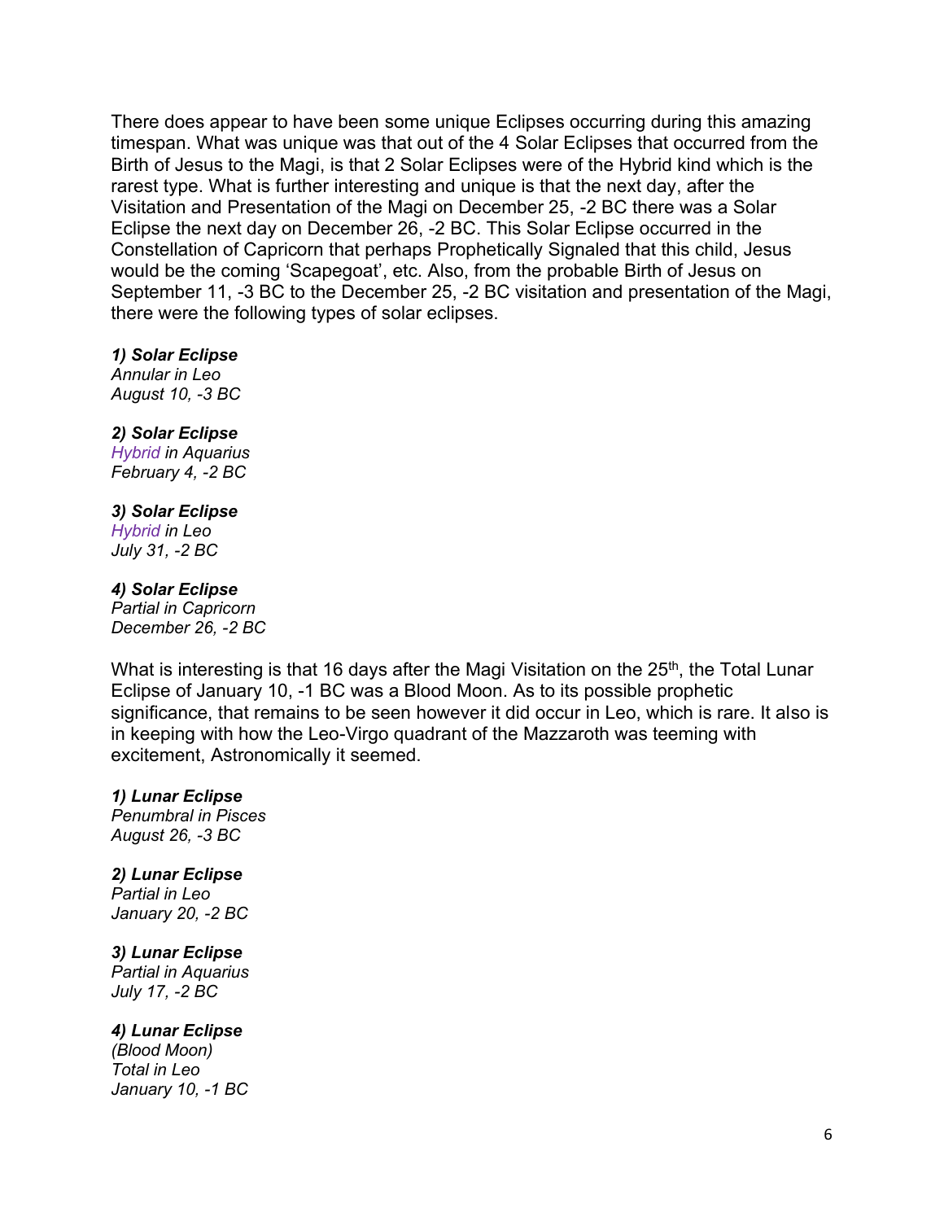There does appear to have been some unique Eclipses occurring during this amazing timespan. What was unique was that out of the 4 Solar Eclipses that occurred from the Birth of Jesus to the Magi, is that 2 Solar Eclipses were of the Hybrid kind which is the rarest type. What is further interesting and unique is that the next day, after the Visitation and Presentation of the Magi on December 25, -2 BC there was a Solar Eclipse the next day on December 26, -2 BC. This Solar Eclipse occurred in the Constellation of Capricorn that perhaps Prophetically Signaled that this child, Jesus would be the coming 'Scapegoat', etc. Also, from the probable Birth of Jesus on September 11, -3 BC to the December 25, -2 BC visitation and presentation of the Magi, there were the following types of solar eclipses.

***1) Solar Eclipse***
*Annular in Leo*
*August 10, -3 BC*

***2) Solar Eclipse***
*Hybrid in Aquarius*
*February 4, -2 BC*

***3) Solar Eclipse***
*Hybrid in Leo*
*July 31, -2 BC*

***4) Solar Eclipse***
*Partial in Capricorn*
*December 26, -2 BC*

What is interesting is that 16 days after the Magi Visitation on the 25th, the Total Lunar Eclipse of January 10, -1 BC was a Blood Moon. As to its possible prophetic significance, that remains to be seen however it did occur in Leo, which is rare. It also is in keeping with how the Leo-Virgo quadrant of the Mazzaroth was teeming with excitement, Astronomically it seemed.

***1) Lunar Eclipse***
*Penumbral in Pisces*
*August 26, -3 BC*

***2) Lunar Eclipse***
*Partial in Leo*
*January 20, -2 BC*

***3) Lunar Eclipse***
*Partial in Aquarius*
*July 17, -2 BC*

***4) Lunar Eclipse***
*(Blood Moon)*
*Total in Leo*
*January 10, -1 BC*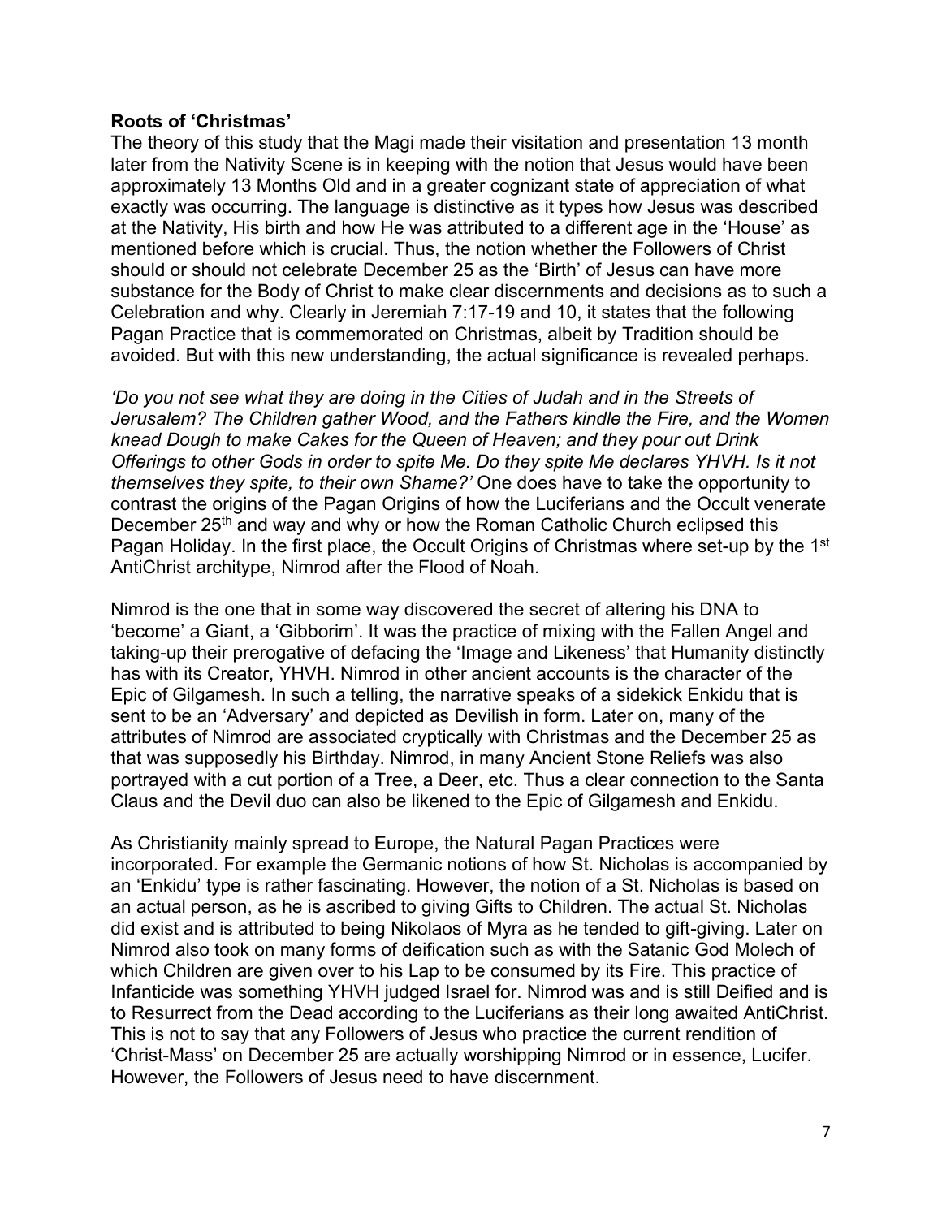**Roots of 'Christmas'**

The theory of this study that the Magi made their visitation and presentation 13 month later from the Nativity Scene is in keeping with the notion that Jesus would have been approximately 13 Months Old and in a greater cognizant state of appreciation of what exactly was occurring. The language is distinctive as it types how Jesus was described at the Nativity, His birth and how He was attributed to a different age in the 'House' as mentioned before which is crucial. Thus, the notion whether the Followers of Christ should or should not celebrate December 25 as the 'Birth' of Jesus can have more substance for the Body of Christ to make clear discernments and decisions as to such a Celebration and why. Clearly in Jeremiah 7:17-19 and 10, it states that the following Pagan Practice that is commemorated on Christmas, albeit by Tradition should be avoided. But with this new understanding, the actual significance is revealed perhaps.

*'Do you not see what they are doing in the Cities of Judah and in the Streets of Jerusalem? The Children gather Wood, and the Fathers kindle the Fire, and the Women knead Dough to make Cakes for the Queen of Heaven; and they pour out Drink Offerings to other Gods in order to spite Me. Do they spite Me declares YHVH. Is it not themselves they spite, to their own Shame?'* One does have to take the opportunity to contrast the origins of the Pagan Origins of how the Luciferians and the Occult venerate December 25th and way and why or how the Roman Catholic Church eclipsed this Pagan Holiday. In the first place, the Occult Origins of Christmas where set-up by the 1st AntiChrist architype, Nimrod after the Flood of Noah.

Nimrod is the one that in some way discovered the secret of altering his DNA to 'become' a Giant, a 'Gibborim'. It was the practice of mixing with the Fallen Angel and taking-up their prerogative of defacing the 'Image and Likeness' that Humanity distinctly has with its Creator, YHVH. Nimrod in other ancient accounts is the character of the Epic of Gilgamesh. In such a telling, the narrative speaks of a sidekick Enkidu that is sent to be an 'Adversary' and depicted as Devilish in form. Later on, many of the attributes of Nimrod are associated cryptically with Christmas and the December 25 as that was supposedly his Birthday. Nimrod, in many Ancient Stone Reliefs was also portrayed with a cut portion of a Tree, a Deer, etc. Thus a clear connection to the Santa Claus and the Devil duo can also be likened to the Epic of Gilgamesh and Enkidu.

As Christianity mainly spread to Europe, the Natural Pagan Practices were incorporated. For example the Germanic notions of how St. Nicholas is accompanied by an 'Enkidu' type is rather fascinating. However, the notion of a St. Nicholas is based on an actual person, as he is ascribed to giving Gifts to Children. The actual St. Nicholas did exist and is attributed to being Nikolaos of Myra as he tended to gift-giving. Later on Nimrod also took on many forms of deification such as with the Satanic God Molech of which Children are given over to his Lap to be consumed by its Fire. This practice of Infanticide was something YHVH judged Israel for. Nimrod was and is still Deified and is to Resurrect from the Dead according to the Luciferians as their long awaited AntiChrist. This is not to say that any Followers of Jesus who practice the current rendition of 'Christ-Mass' on December 25 are actually worshipping Nimrod or in essence, Lucifer. However, the Followers of Jesus need to have discernment.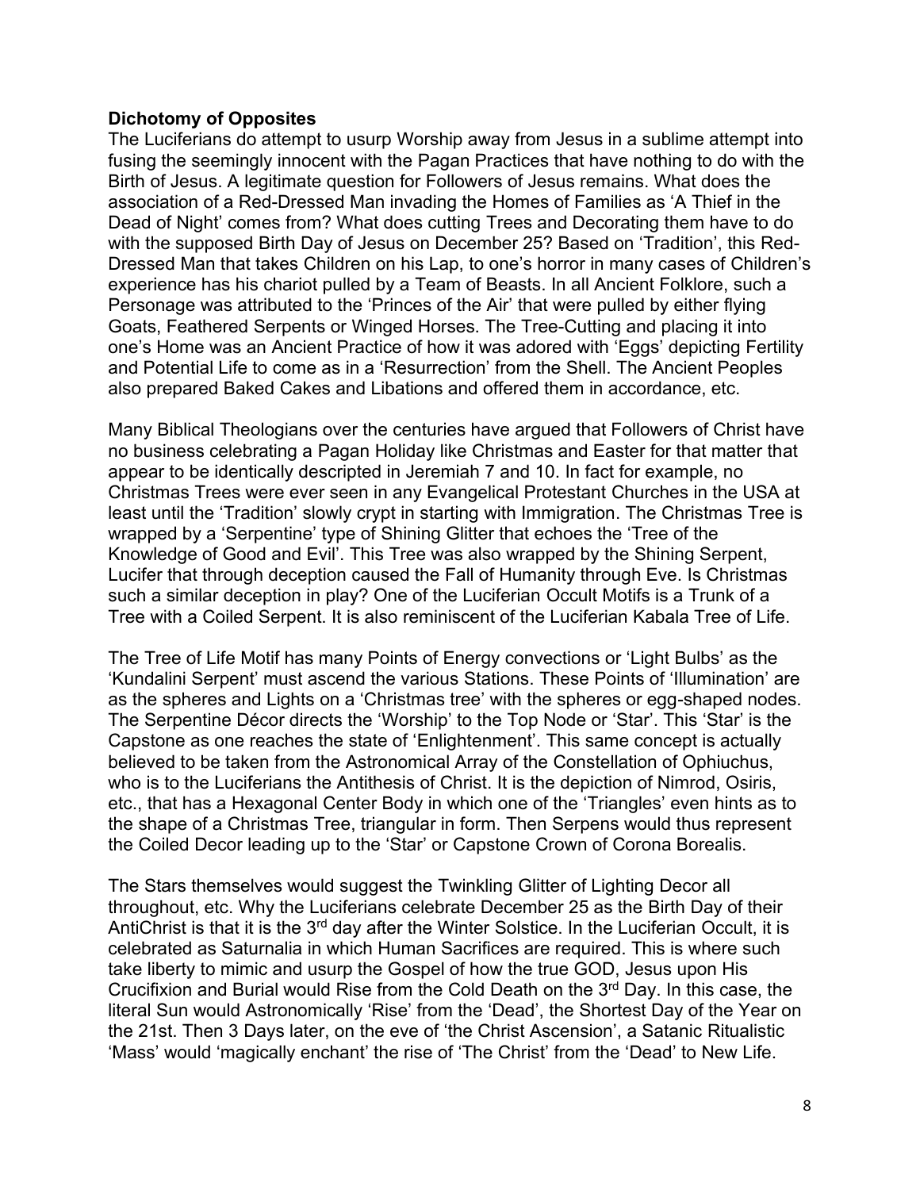**Dichotomy of Opposites**

The Luciferians do attempt to usurp Worship away from Jesus in a sublime attempt into fusing the seemingly innocent with the Pagan Practices that have nothing to do with the Birth of Jesus. A legitimate question for Followers of Jesus remains. What does the association of a Red-Dressed Man invading the Homes of Families as 'A Thief in the Dead of Night' comes from? What does cutting Trees and Decorating them have to do with the supposed Birth Day of Jesus on December 25? Based on 'Tradition', this Red-Dressed Man that takes Children on his Lap, to one's horror in many cases of Children's experience has his chariot pulled by a Team of Beasts. In all Ancient Folklore, such a Personage was attributed to the 'Princes of the Air' that were pulled by either flying Goats, Feathered Serpents or Winged Horses. The Tree-Cutting and placing it into one's Home was an Ancient Practice of how it was adored with 'Eggs' depicting Fertility and Potential Life to come as in a 'Resurrection' from the Shell. The Ancient Peoples also prepared Baked Cakes and Libations and offered them in accordance, etc.

Many Biblical Theologians over the centuries have argued that Followers of Christ have no business celebrating a Pagan Holiday like Christmas and Easter for that matter that appear to be identically descripted in Jeremiah 7 and 10. In fact for example, no Christmas Trees were ever seen in any Evangelical Protestant Churches in the USA at least until the 'Tradition' slowly crypt in starting with Immigration. The Christmas Tree is wrapped by a 'Serpentine' type of Shining Glitter that echoes the 'Tree of the Knowledge of Good and Evil'. This Tree was also wrapped by the Shining Serpent, Lucifer that through deception caused the Fall of Humanity through Eve. Is Christmas such a similar deception in play? One of the Luciferian Occult Motifs is a Trunk of a Tree with a Coiled Serpent. It is also reminiscent of the Luciferian Kabala Tree of Life.

The Tree of Life Motif has many Points of Energy convections or 'Light Bulbs' as the 'Kundalini Serpent' must ascend the various Stations. These Points of 'Illumination' are as the spheres and Lights on a 'Christmas tree' with the spheres or egg-shaped nodes. The Serpentine Décor directs the 'Worship' to the Top Node or 'Star'. This 'Star' is the Capstone as one reaches the state of 'Enlightenment'. This same concept is actually believed to be taken from the Astronomical Array of the Constellation of Ophiuchus, who is to the Luciferians the Antithesis of Christ. It is the depiction of Nimrod, Osiris, etc., that has a Hexagonal Center Body in which one of the 'Triangles' even hints as to the shape of a Christmas Tree, triangular in form. Then Serpens would thus represent the Coiled Decor leading up to the 'Star' or Capstone Crown of Corona Borealis.

The Stars themselves would suggest the Twinkling Glitter of Lighting Decor all throughout, etc. Why the Luciferians celebrate December 25 as the Birth Day of their AntiChrist is that it is the 3rd day after the Winter Solstice. In the Luciferian Occult, it is celebrated as Saturnalia in which Human Sacrifices are required. This is where such take liberty to mimic and usurp the Gospel of how the true GOD, Jesus upon His Crucifixion and Burial would Rise from the Cold Death on the 3rd Day. In this case, the literal Sun would Astronomically 'Rise' from the 'Dead', the Shortest Day of the Year on the 21st. Then 3 Days later, on the eve of 'the Christ Ascension', a Satanic Ritualistic 'Mass' would 'magically enchant' the rise of 'The Christ' from the 'Dead' to New Life.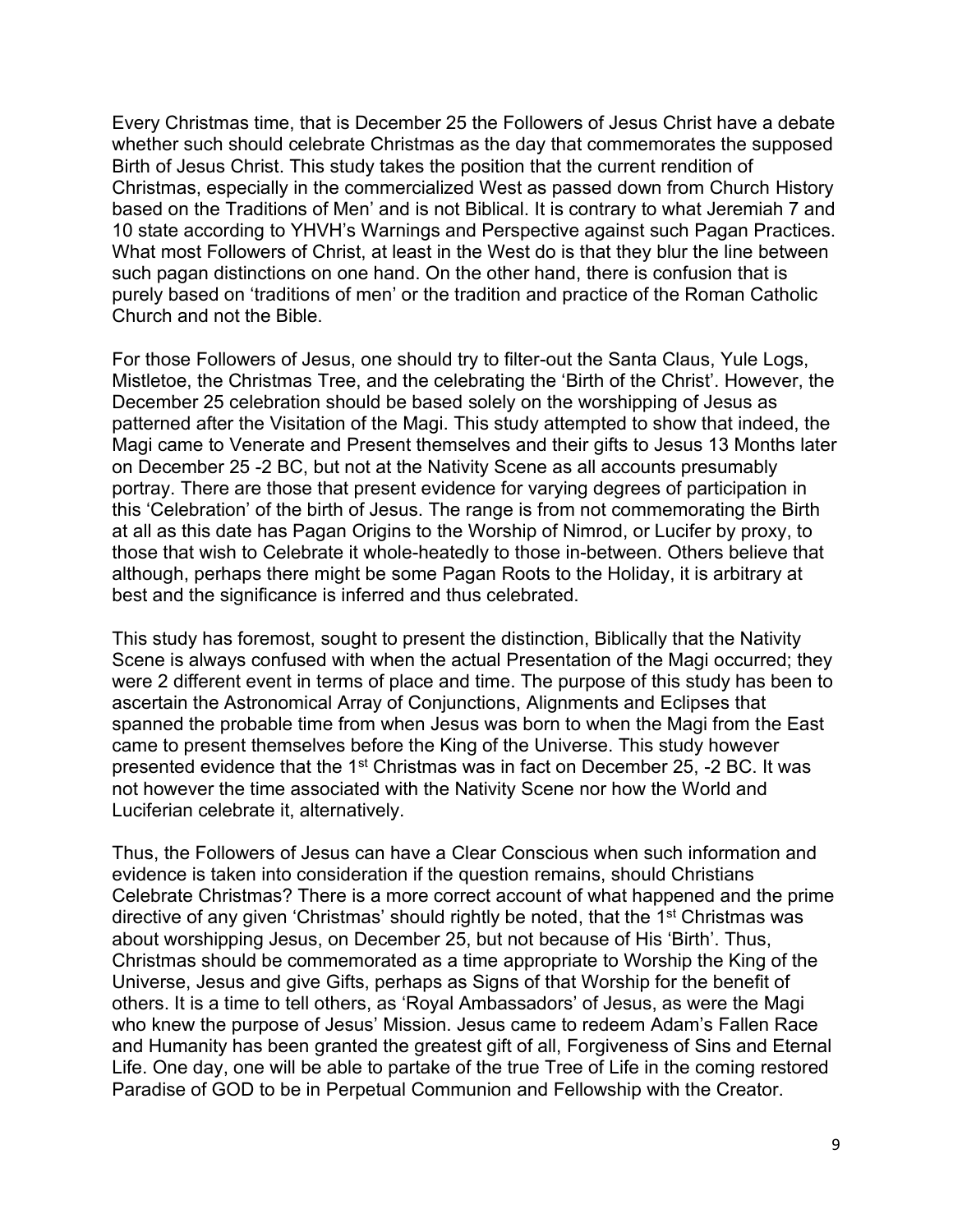Every Christmas time, that is December 25 the Followers of Jesus Christ have a debate whether such should celebrate Christmas as the day that commemorates the supposed Birth of Jesus Christ. This study takes the position that the current rendition of Christmas, especially in the commercialized West as passed down from Church History based on the Traditions of Men' and is not Biblical. It is contrary to what Jeremiah 7 and 10 state according to YHVH's Warnings and Perspective against such Pagan Practices. What most Followers of Christ, at least in the West do is that they blur the line between such pagan distinctions on one hand. On the other hand, there is confusion that is purely based on 'traditions of men' or the tradition and practice of the Roman Catholic Church and not the Bible.

For those Followers of Jesus, one should try to filter-out the Santa Claus, Yule Logs, Mistletoe, the Christmas Tree, and the celebrating the 'Birth of the Christ'. However, the December 25 celebration should be based solely on the worshipping of Jesus as patterned after the Visitation of the Magi. This study attempted to show that indeed, the Magi came to Venerate and Present themselves and their gifts to Jesus 13 Months later on December 25 -2 BC, but not at the Nativity Scene as all accounts presumably portray. There are those that present evidence for varying degrees of participation in this 'Celebration' of the birth of Jesus. The range is from not commemorating the Birth at all as this date has Pagan Origins to the Worship of Nimrod, or Lucifer by proxy, to those that wish to Celebrate it whole-heatedly to those in-between. Others believe that although, perhaps there might be some Pagan Roots to the Holiday, it is arbitrary at best and the significance is inferred and thus celebrated.

This study has foremost, sought to present the distinction, Biblically that the Nativity Scene is always confused with when the actual Presentation of the Magi occurred; they were 2 different event in terms of place and time. The purpose of this study has been to ascertain the Astronomical Array of Conjunctions, Alignments and Eclipses that spanned the probable time from when Jesus was born to when the Magi from the East came to present themselves before the King of the Universe. This study however presented evidence that the 1st Christmas was in fact on December 25, -2 BC. It was not however the time associated with the Nativity Scene nor how the World and Luciferian celebrate it, alternatively.

Thus, the Followers of Jesus can have a Clear Conscious when such information and evidence is taken into consideration if the question remains, should Christians Celebrate Christmas? There is a more correct account of what happened and the prime directive of any given 'Christmas' should rightly be noted, that the 1st Christmas was about worshipping Jesus, on December 25, but not because of His 'Birth'. Thus, Christmas should be commemorated as a time appropriate to Worship the King of the Universe, Jesus and give Gifts, perhaps as Signs of that Worship for the benefit of others. It is a time to tell others, as 'Royal Ambassadors' of Jesus, as were the Magi who knew the purpose of Jesus' Mission. Jesus came to redeem Adam's Fallen Race and Humanity has been granted the greatest gift of all, Forgiveness of Sins and Eternal Life. One day, one will be able to partake of the true Tree of Life in the coming restored Paradise of GOD to be in Perpetual Communion and Fellowship with the Creator.